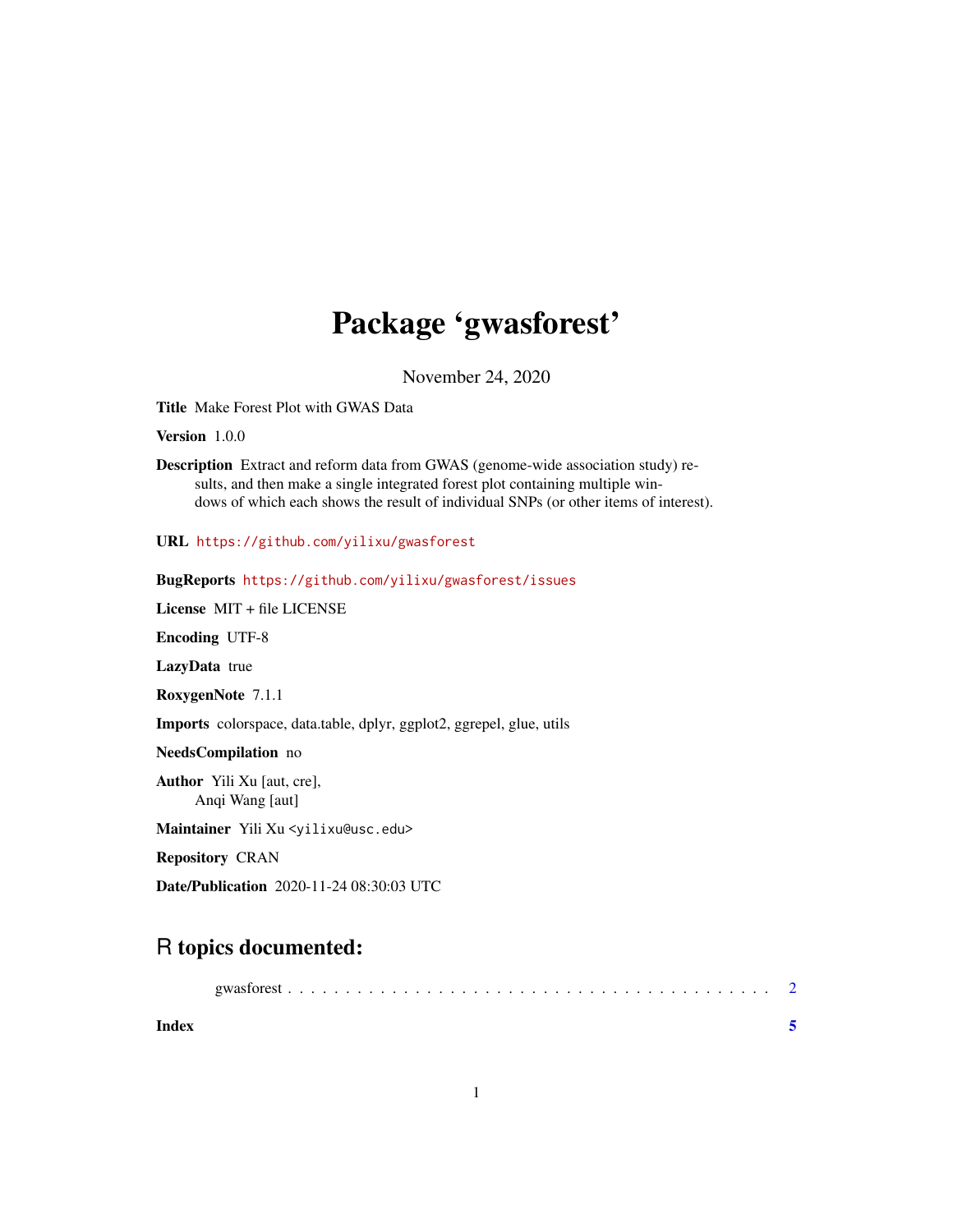# Package 'gwasforest'

November 24, 2020

**Title** Make Forest Plot with GWAS Data

**Version** 1.0.0

**Description** Extract and reform data from GWAS (genome-wide association study) results, and then make a single integrated forest plot containing multiple windows of which each shows the result of individual SNPs (or other items of interest).

**URL** https://github.com/yilixu/gwasforest

**BugReports** https://github.com/yilixu/gwasforest/issues

**License** MIT + file LICENSE

**Encoding** UTF-8

**LazyData** true

**RoxygenNote** 7.1.1

**Imports** colorspace, data.table, dplyr, ggplot2, ggrepel, glue, utils

**NeedsCompilation** no

**Author** Yili Xu [aut, cre],
Anqi Wang [aut]

**Maintainer** Yili Xu <yilixu@usc.edu>

**Repository** CRAN

**Date/Publication** 2020-11-24 08:30:03 UTC

## R topics documented:

gwasforest . . . . . . . . . . . . . . . . . . . . . . . . . . . . . . . . . . . . . . . . . . 2

**Index** **5**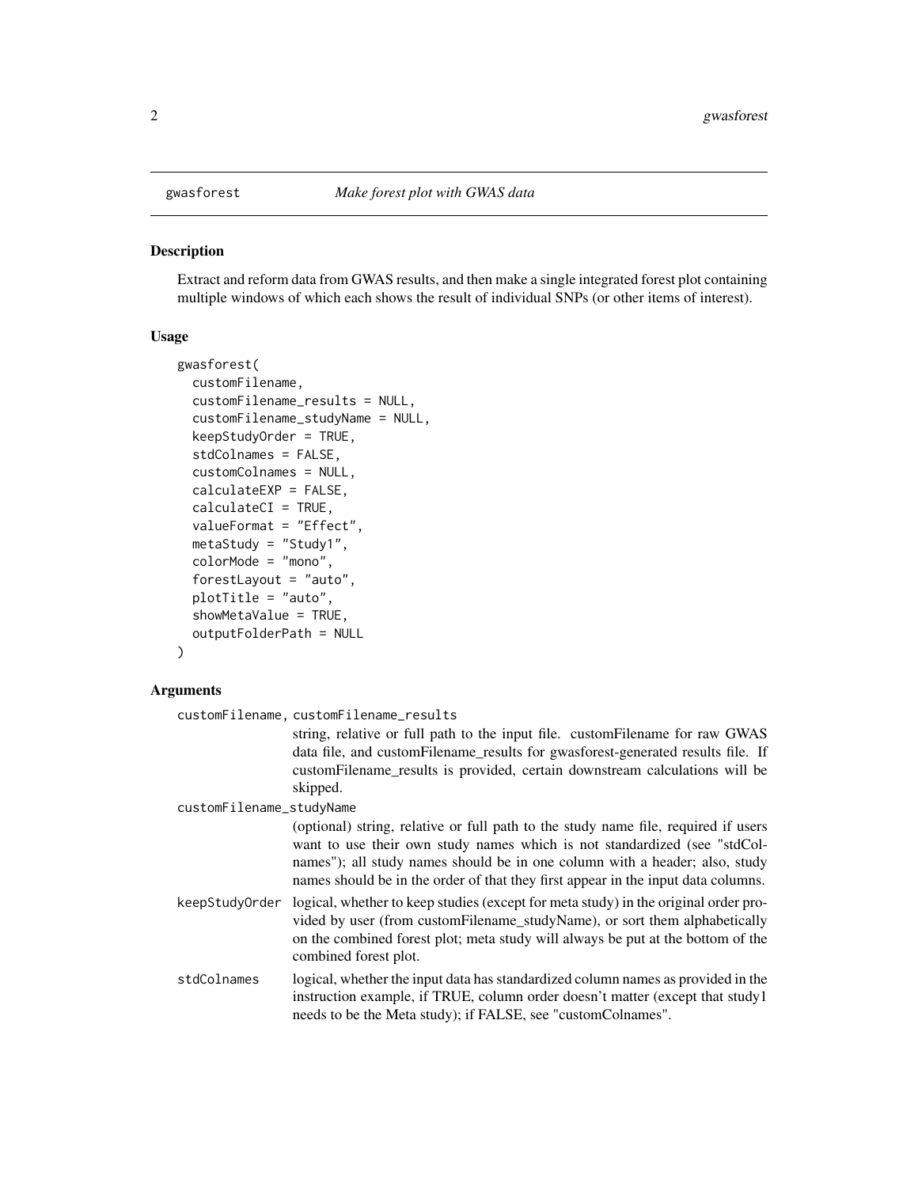## gwasforest *Make forest plot with GWAS data*

### Description

Extract and reform data from GWAS results, and then make a single integrated forest plot containing multiple windows of which each shows the result of individual SNPs (or other items of interest).

### Usage

```
gwasforest(
  customFilename,
  customFilename_results = NULL,
  customFilename_studyName = NULL,
  keepStudyOrder = TRUE,
  stdColnames = FALSE,
  customColnames = NULL,
  calculateEXP = FALSE,
  calculateCI = TRUE,
  valueFormat = "Effect",
  metaStudy = "Study1",
  colorMode = "mono",
  forestLayout = "auto",
  plotTitle = "auto",
  showMetaValue = TRUE,
  outputFolderPath = NULL
)
```

### Arguments

`customFilename, customFilename_results`
: string, relative or full path to the input file. customFilename for raw GWAS data file, and customFilename_results for gwasforest-generated results file. If customFilename_results is provided, certain downstream calculations will be skipped.

`customFilename_studyName`
: (optional) string, relative or full path to the study name file, required if users want to use their own study names which is not standardized (see "stdColnames"); all study names should be in one column with a header; also, study names should be in the order of that they first appear in the input data columns.

`keepStudyOrder`
: logical, whether to keep studies (except for meta study) in the original order provided by user (from customFilename_studyName), or sort them alphabetically on the combined forest plot; meta study will always be put at the bottom of the combined forest plot.

`stdColnames`
: logical, whether the input data has standardized column names as provided in the instruction example, if TRUE, column order doesn't matter (except that study1 needs to be the Meta study); if FALSE, see "customColnames".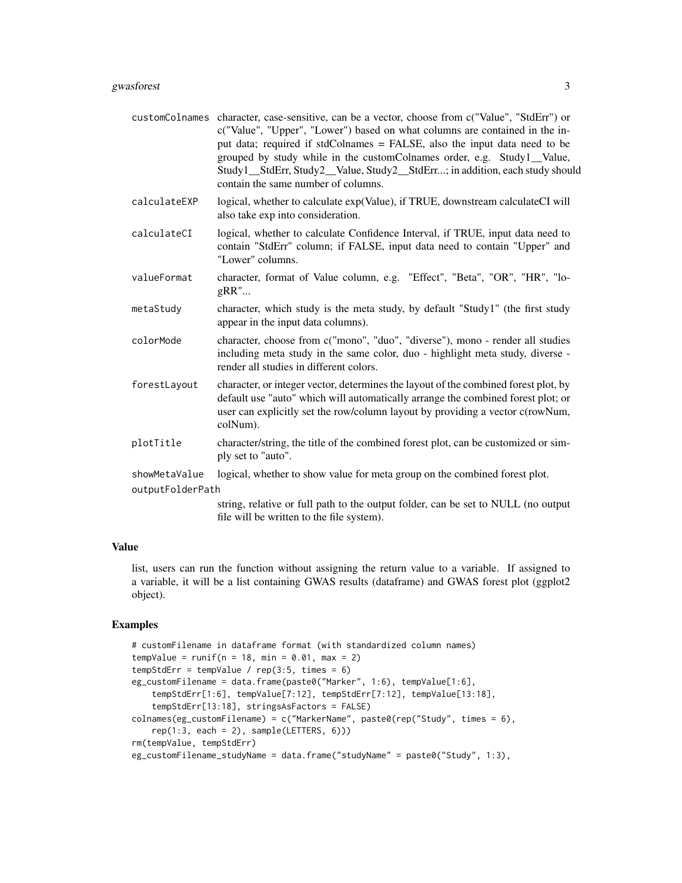customColnames character, case-sensitive, can be a vector, choose from c("Value", "StdErr") or c("Value", "Upper", "Lower") based on what columns are contained in the input data; required if stdColnames = FALSE, also the input data need to be grouped by study while in the customColnames order, e.g. Study1__Value, Study1__StdErr, Study2__Value, Study2__StdErr...; in addition, each study should contain the same number of columns.

calculateEXP logical, whether to calculate exp(Value), if TRUE, downstream calculateCI will also take exp into consideration.

calculateCI logical, whether to calculate Confidence Interval, if TRUE, input data need to contain "StdErr" column; if FALSE, input data need to contain "Upper" and "Lower" columns.

valueFormat character, format of Value column, e.g. "Effect", "Beta", "OR", "HR", "logRR"...

metaStudy character, which study is the meta study, by default "Study1" (the first study appear in the input data columns).

colorMode character, choose from c("mono", "duo", "diverse"), mono - render all studies including meta study in the same color, duo - highlight meta study, diverse - render all studies in different colors.

forestLayout character, or integer vector, determines the layout of the combined forest plot, by default use "auto" which will automatically arrange the combined forest plot; or user can explicitly set the row/column layout by providing a vector c(rowNum, colNum).

plotTitle character/string, the title of the combined forest plot, can be customized or simply set to "auto".

showMetaValue logical, whether to show value for meta group on the combined forest plot.

outputFolderPath string, relative or full path to the output folder, can be set to NULL (no output file will be written to the file system).

### Value

list, users can run the function without assigning the return value to a variable. If assigned to a variable, it will be a list containing GWAS results (dataframe) and GWAS forest plot (ggplot2 object).

### Examples

```
# customFilename in dataframe format (with standardized column names)
tempValue = runif(n = 18, min = 0.01, max = 2)
tempStdErr = tempValue / rep(3:5, times = 6)
eg_customFilename = data.frame(paste0("Marker", 1:6), tempValue[1:6],
    tempStdErr[1:6], tempValue[7:12], tempStdErr[7:12], tempValue[13:18],
    tempStdErr[13:18], stringsAsFactors = FALSE)
colnames(eg_customFilename) = c("MarkerName", paste0(rep("Study", times = 6),
    rep(1:3, each = 2), sample(LETTERS, 6)))
rm(tempValue, tempStdErr)
eg_customFilename_studyName = data.frame("studyName" = paste0("Study", 1:3),
```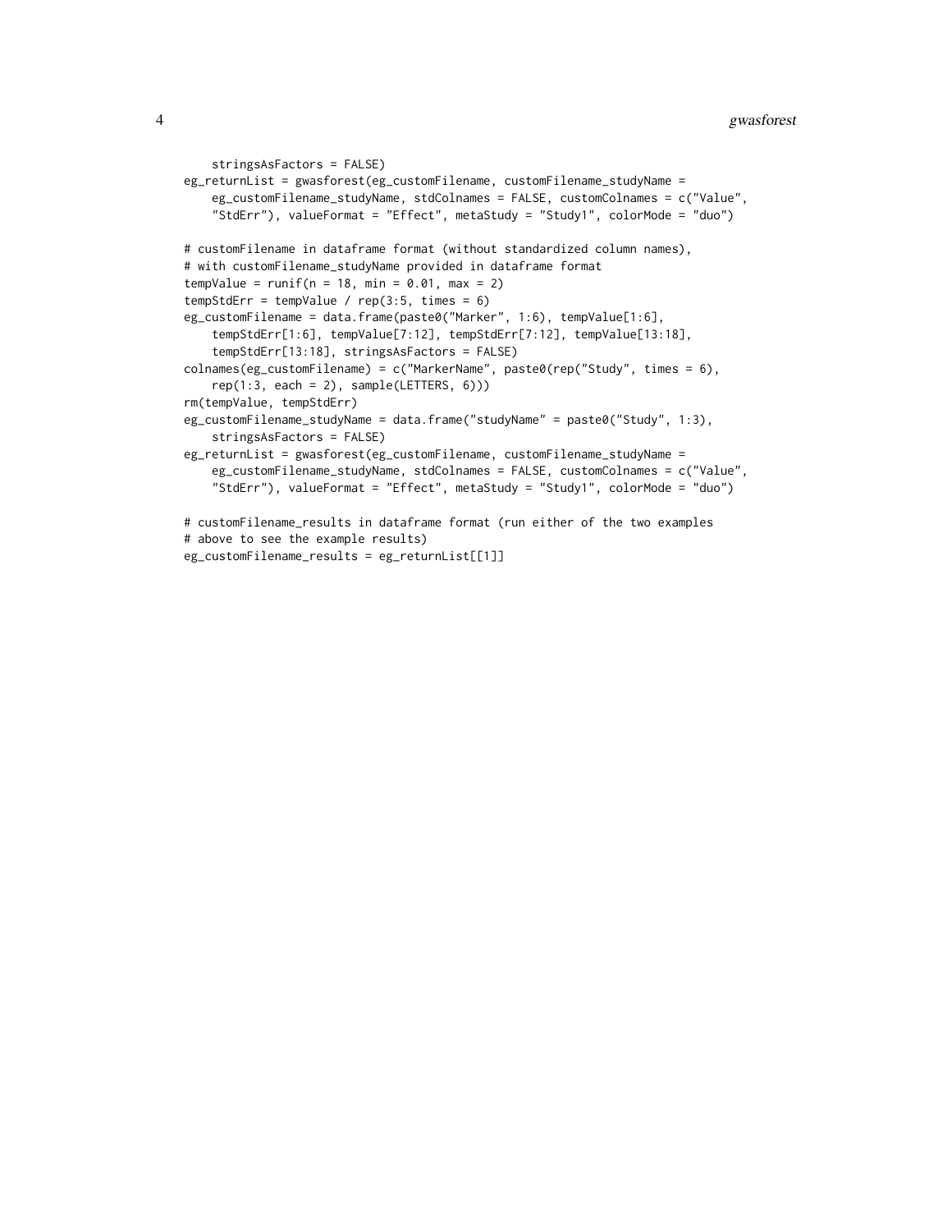```
    stringsAsFactors = FALSE)
eg_returnList = gwasforest(eg_customFilename, customFilename_studyName =
    eg_customFilename_studyName, stdColnames = FALSE, customColnames = c("Value",
    "StdErr"), valueFormat = "Effect", metaStudy = "Study1", colorMode = "duo")

# customFilename in dataframe format (without standardized column names),
# with customFilename_studyName provided in dataframe format
tempValue = runif(n = 18, min = 0.01, max = 2)
tempStdErr = tempValue / rep(3:5, times = 6)
eg_customFilename = data.frame(paste0("Marker", 1:6), tempValue[1:6],
    tempStdErr[1:6], tempValue[7:12], tempStdErr[7:12], tempValue[13:18],
    tempStdErr[13:18], stringsAsFactors = FALSE)
colnames(eg_customFilename) = c("MarkerName", paste0(rep("Study", times = 6),
    rep(1:3, each = 2), sample(LETTERS, 6)))
rm(tempValue, tempStdErr)
eg_customFilename_studyName = data.frame("studyName" = paste0("Study", 1:3),
    stringsAsFactors = FALSE)
eg_returnList = gwasforest(eg_customFilename, customFilename_studyName =
    eg_customFilename_studyName, stdColnames = FALSE, customColnames = c("Value",
    "StdErr"), valueFormat = "Effect", metaStudy = "Study1", colorMode = "duo")

# customFilename_results in dataframe format (run either of the two examples
# above to see the example results)
eg_customFilename_results = eg_returnList[[1]]
```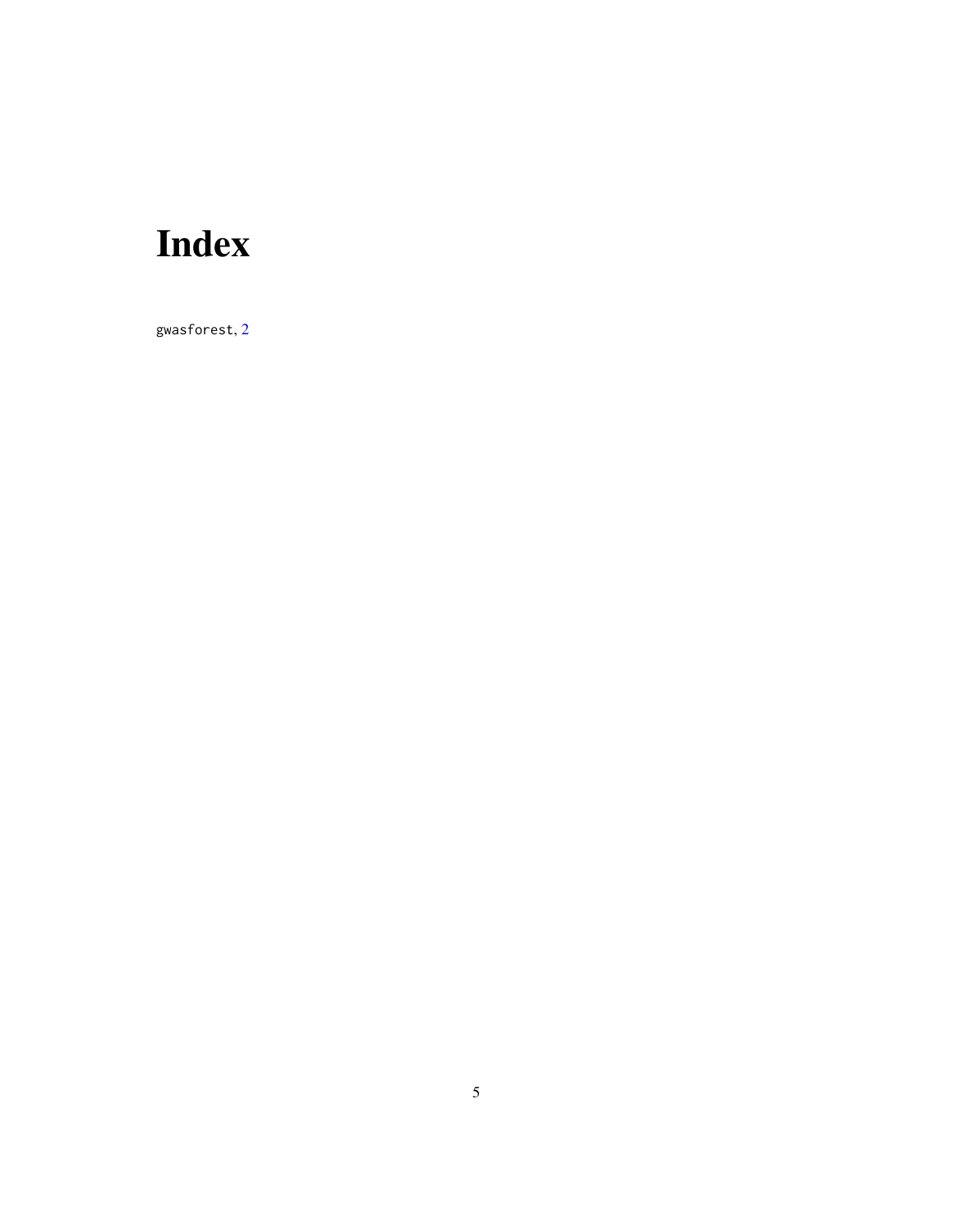# Index

gwasforest, 2